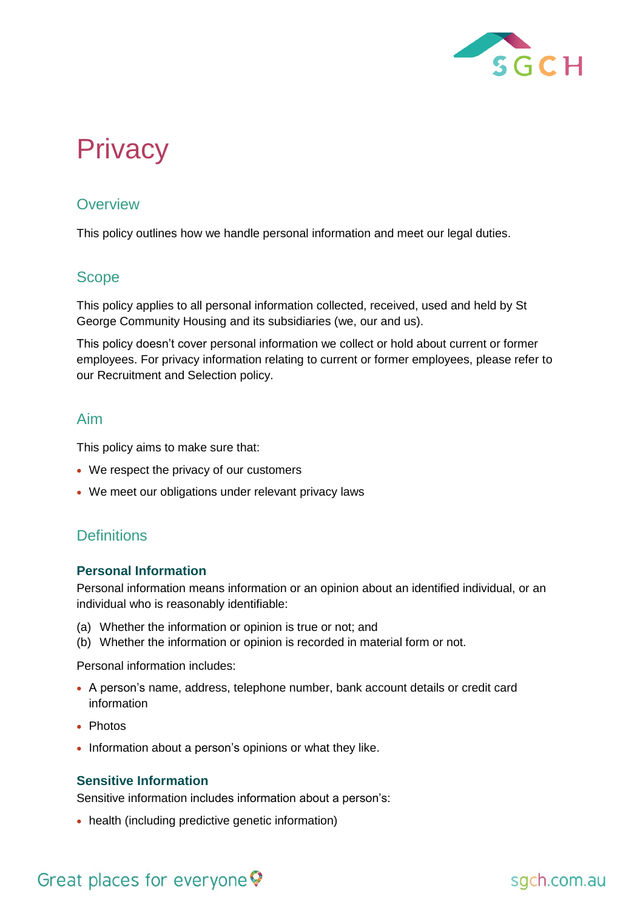# Privacy

## Overview

This policy outlines how we handle personal information and meet our legal duties.

## Scope

This policy applies to all personal information collected, received, used and held by St George Community Housing and its subsidiaries (we, our and us).

This policy doesn't cover personal information we collect or hold about current or former employees. For privacy information relating to current or former employees, please refer to our Recruitment and Selection policy.

## Aim

This policy aims to make sure that:

- We respect the privacy of our customers
- We meet our obligations under relevant privacy laws

## Definitions

### Personal Information

Personal information means information or an opinion about an identified individual, or an individual who is reasonably identifiable:

(a) Whether the information or opinion is true or not; and
(b) Whether the information or opinion is recorded in material form or not.

Personal information includes:

- A person's name, address, telephone number, bank account details or credit card information
- Photos
- Information about a person's opinions or what they like.

### Sensitive Information

Sensitive information includes information about a person's:

- health (including predictive genetic information)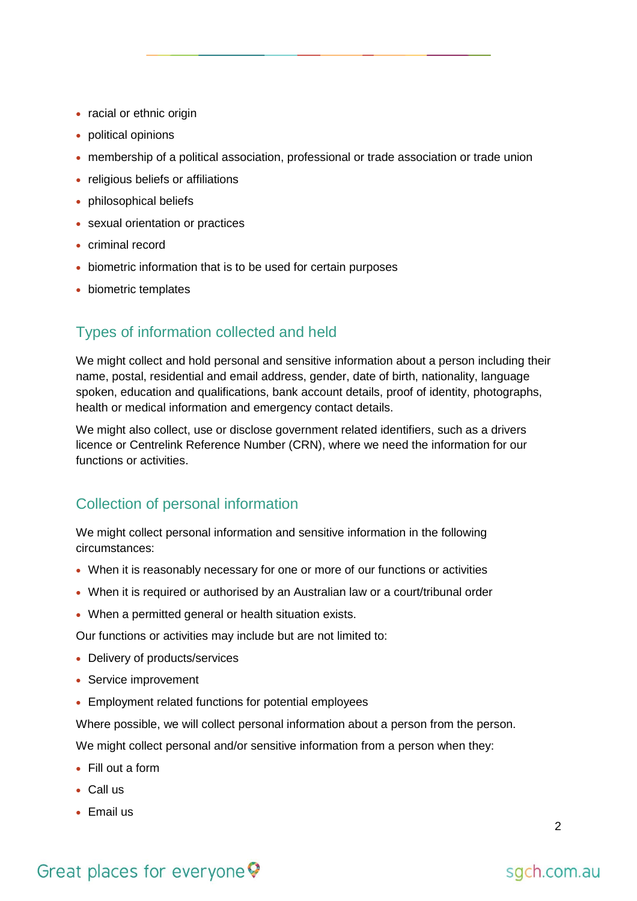- racial or ethnic origin
- political opinions
- membership of a political association, professional or trade association or trade union
- religious beliefs or affiliations
- philosophical beliefs
- sexual orientation or practices
- criminal record
- biometric information that is to be used for certain purposes
- biometric templates

## Types of information collected and held

We might collect and hold personal and sensitive information about a person including their name, postal, residential and email address, gender, date of birth, nationality, language spoken, education and qualifications, bank account details, proof of identity, photographs, health or medical information and emergency contact details.

We might also collect, use or disclose government related identifiers, such as a drivers licence or Centrelink Reference Number (CRN), where we need the information for our functions or activities.

## Collection of personal information

We might collect personal information and sensitive information in the following circumstances:

- When it is reasonably necessary for one or more of our functions or activities
- When it is required or authorised by an Australian law or a court/tribunal order
- When a permitted general or health situation exists.

Our functions or activities may include but are not limited to:

- Delivery of products/services
- Service improvement
- Employment related functions for potential employees

Where possible, we will collect personal information about a person from the person.

We might collect personal and/or sensitive information from a person when they:

- Fill out a form
- Call us
- Email us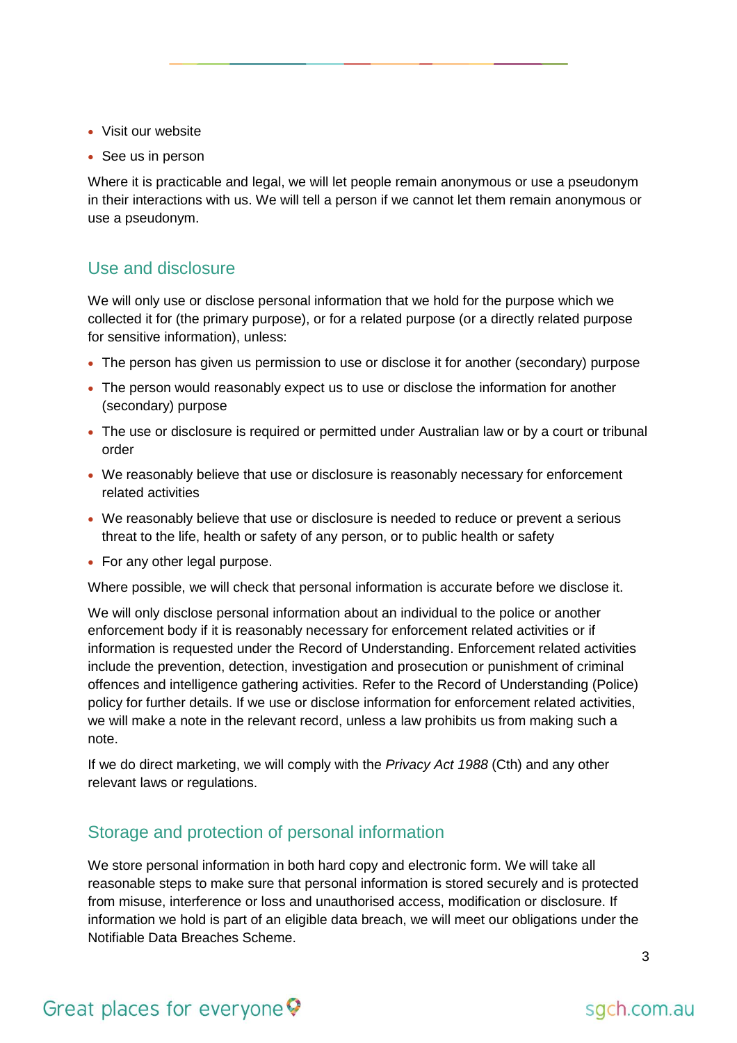- Visit our website
- See us in person

Where it is practicable and legal, we will let people remain anonymous or use a pseudonym in their interactions with us. We will tell a person if we cannot let them remain anonymous or use a pseudonym.

## Use and disclosure

We will only use or disclose personal information that we hold for the purpose which we collected it for (the primary purpose), or for a related purpose (or a directly related purpose for sensitive information), unless:

- The person has given us permission to use or disclose it for another (secondary) purpose
- The person would reasonably expect us to use or disclose the information for another (secondary) purpose
- The use or disclosure is required or permitted under Australian law or by a court or tribunal order
- We reasonably believe that use or disclosure is reasonably necessary for enforcement related activities
- We reasonably believe that use or disclosure is needed to reduce or prevent a serious threat to the life, health or safety of any person, or to public health or safety
- For any other legal purpose.

Where possible, we will check that personal information is accurate before we disclose it.

We will only disclose personal information about an individual to the police or another enforcement body if it is reasonably necessary for enforcement related activities or if information is requested under the Record of Understanding. Enforcement related activities include the prevention, detection, investigation and prosecution or punishment of criminal offences and intelligence gathering activities. Refer to the Record of Understanding (Police) policy for further details. If we use or disclose information for enforcement related activities, we will make a note in the relevant record, unless a law prohibits us from making such a note.

If we do direct marketing, we will comply with the *Privacy Act 1988* (Cth) and any other relevant laws or regulations.

## Storage and protection of personal information

We store personal information in both hard copy and electronic form. We will take all reasonable steps to make sure that personal information is stored securely and is protected from misuse, interference or loss and unauthorised access, modification or disclosure. If information we hold is part of an eligible data breach, we will meet our obligations under the Notifiable Data Breaches Scheme.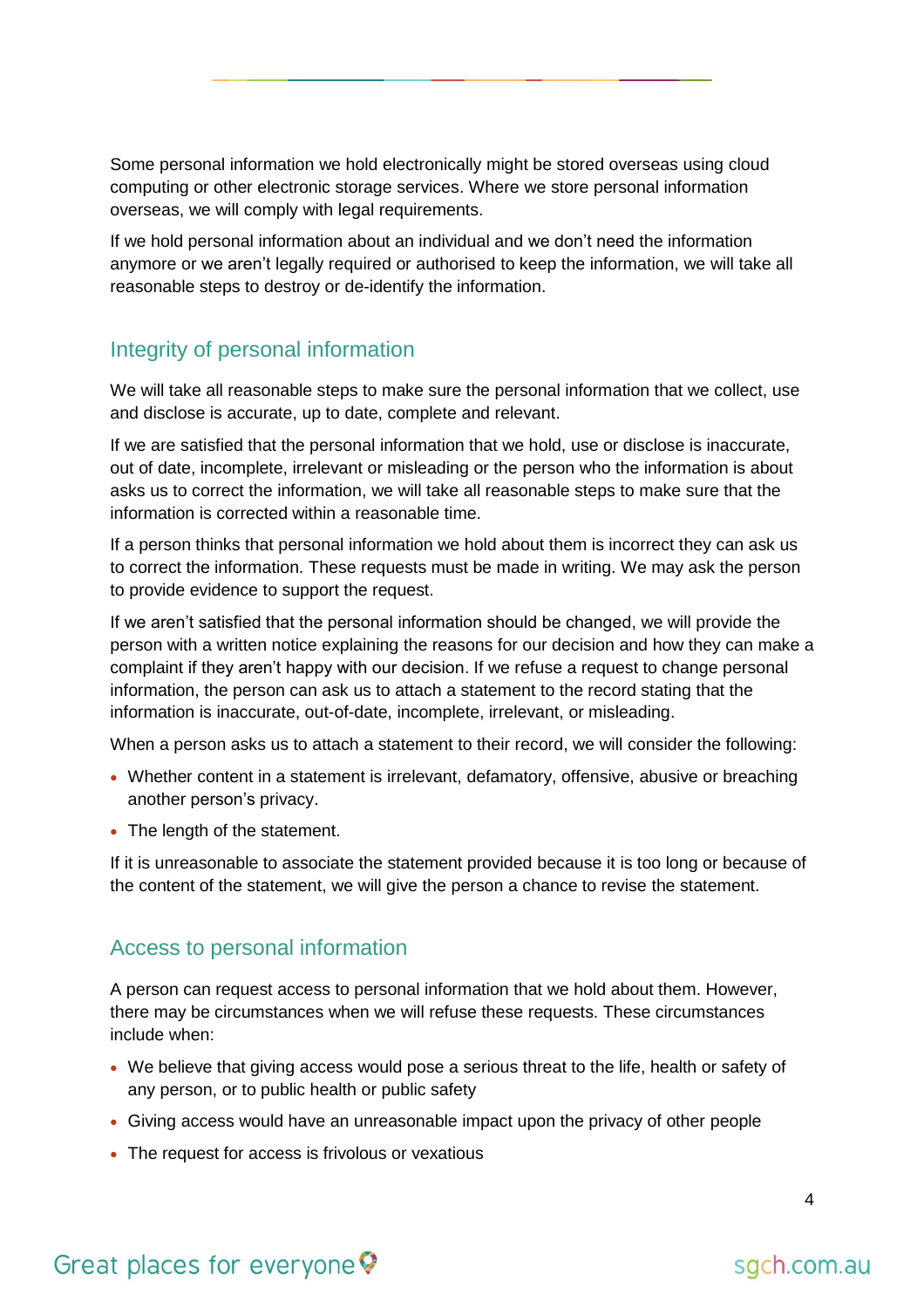Some personal information we hold electronically might be stored overseas using cloud computing or other electronic storage services. Where we store personal information overseas, we will comply with legal requirements.

If we hold personal information about an individual and we don't need the information anymore or we aren't legally required or authorised to keep the information, we will take all reasonable steps to destroy or de-identify the information.

## Integrity of personal information

We will take all reasonable steps to make sure the personal information that we collect, use and disclose is accurate, up to date, complete and relevant.

If we are satisfied that the personal information that we hold, use or disclose is inaccurate, out of date, incomplete, irrelevant or misleading or the person who the information is about asks us to correct the information, we will take all reasonable steps to make sure that the information is corrected within a reasonable time.

If a person thinks that personal information we hold about them is incorrect they can ask us to correct the information. These requests must be made in writing. We may ask the person to provide evidence to support the request.

If we aren't satisfied that the personal information should be changed, we will provide the person with a written notice explaining the reasons for our decision and how they can make a complaint if they aren't happy with our decision. If we refuse a request to change personal information, the person can ask us to attach a statement to the record stating that the information is inaccurate, out-of-date, incomplete, irrelevant, or misleading.

When a person asks us to attach a statement to their record, we will consider the following:

- Whether content in a statement is irrelevant, defamatory, offensive, abusive or breaching another person's privacy.
- The length of the statement.

If it is unreasonable to associate the statement provided because it is too long or because of the content of the statement, we will give the person a chance to revise the statement.

## Access to personal information

A person can request access to personal information that we hold about them. However, there may be circumstances when we will refuse these requests. These circumstances include when:

- We believe that giving access would pose a serious threat to the life, health or safety of any person, or to public health or public safety
- Giving access would have an unreasonable impact upon the privacy of other people
- The request for access is frivolous or vexatious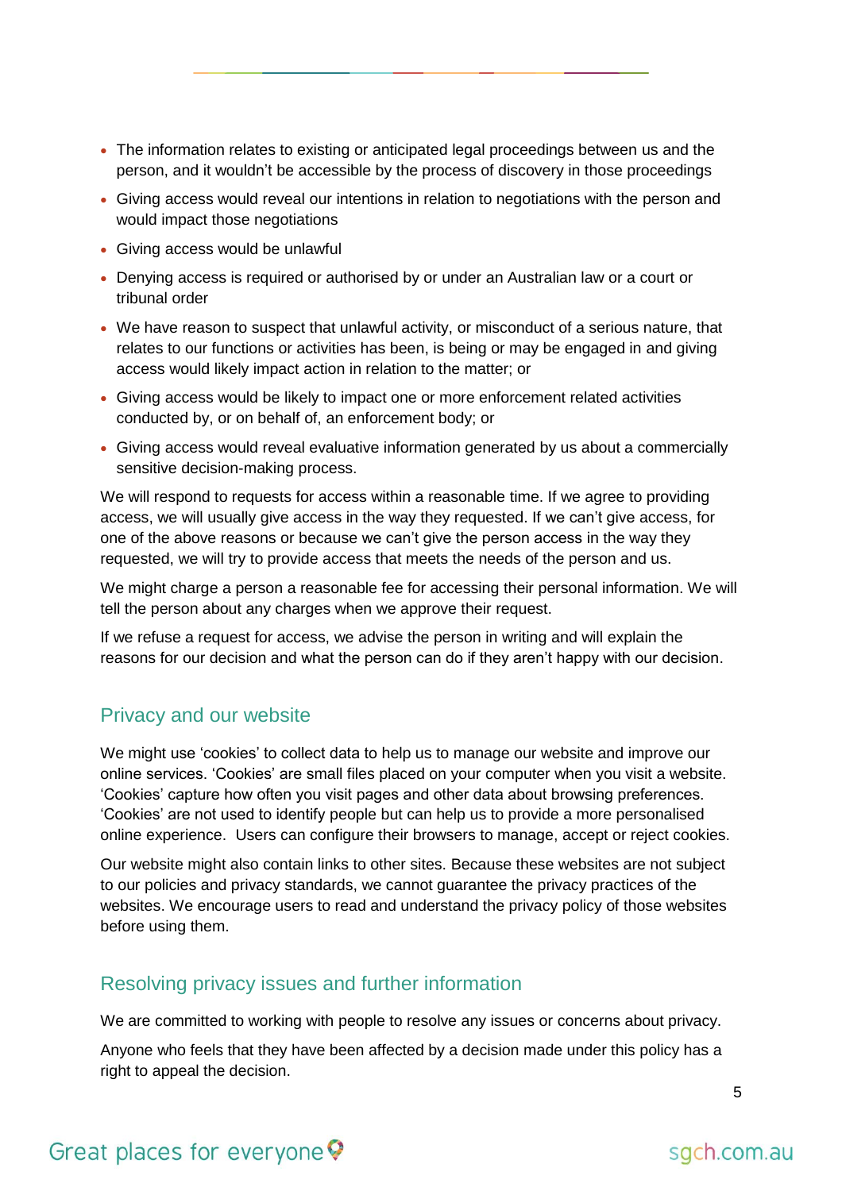- The information relates to existing or anticipated legal proceedings between us and the person, and it wouldn't be accessible by the process of discovery in those proceedings
- Giving access would reveal our intentions in relation to negotiations with the person and would impact those negotiations
- Giving access would be unlawful
- Denying access is required or authorised by or under an Australian law or a court or tribunal order
- We have reason to suspect that unlawful activity, or misconduct of a serious nature, that relates to our functions or activities has been, is being or may be engaged in and giving access would likely impact action in relation to the matter; or
- Giving access would be likely to impact one or more enforcement related activities conducted by, or on behalf of, an enforcement body; or
- Giving access would reveal evaluative information generated by us about a commercially sensitive decision-making process.

We will respond to requests for access within a reasonable time. If we agree to providing access, we will usually give access in the way they requested. If we can't give access, for one of the above reasons or because we can't give the person access in the way they requested, we will try to provide access that meets the needs of the person and us.

We might charge a person a reasonable fee for accessing their personal information. We will tell the person about any charges when we approve their request.

If we refuse a request for access, we advise the person in writing and will explain the reasons for our decision and what the person can do if they aren't happy with our decision.

## Privacy and our website

We might use 'cookies' to collect data to help us to manage our website and improve our online services. 'Cookies' are small files placed on your computer when you visit a website. 'Cookies' capture how often you visit pages and other data about browsing preferences. 'Cookies' are not used to identify people but can help us to provide a more personalised online experience. Users can configure their browsers to manage, accept or reject cookies.

Our website might also contain links to other sites. Because these websites are not subject to our policies and privacy standards, we cannot guarantee the privacy practices of the websites. We encourage users to read and understand the privacy policy of those websites before using them.

## Resolving privacy issues and further information

We are committed to working with people to resolve any issues or concerns about privacy.

Anyone who feels that they have been affected by a decision made under this policy has a right to appeal the decision.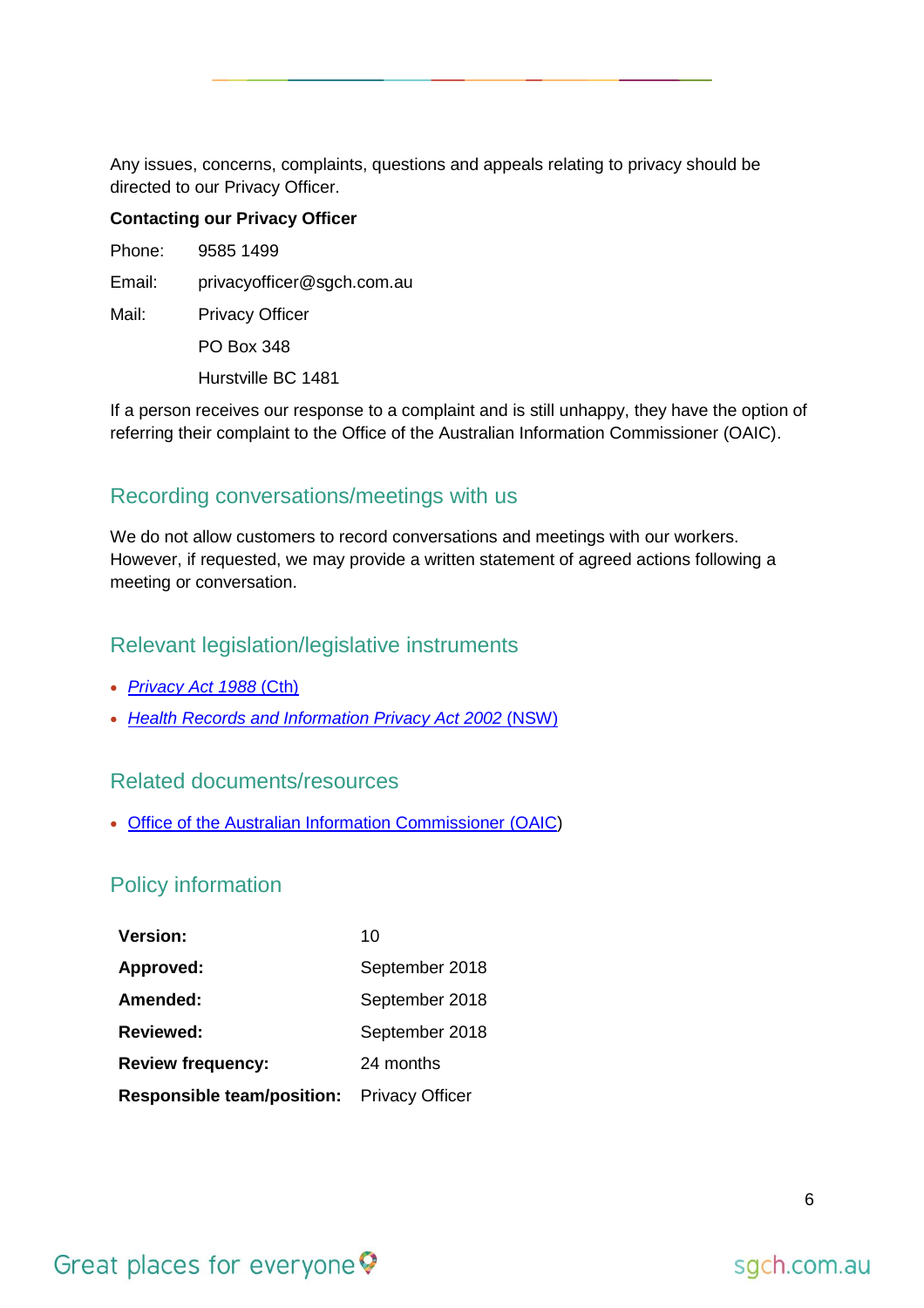Any issues, concerns, complaints, questions and appeals relating to privacy should be directed to our Privacy Officer.

**Contacting our Privacy Officer**

Phone: 9585 1499

Email: privacyofficer@sgch.com.au

Mail: Privacy Officer
PO Box 348
Hurstville BC 1481

If a person receives our response to a complaint and is still unhappy, they have the option of referring their complaint to the Office of the Australian Information Commissioner (OAIC).

## Recording conversations/meetings with us

We do not allow customers to record conversations and meetings with our workers. However, if requested, we may provide a written statement of agreed actions following a meeting or conversation.

## Relevant legislation/legislative instruments

- *Privacy Act 1988* (Cth)
- *Health Records and Information Privacy Act 2002* (NSW)

## Related documents/resources

- Office of the Australian Information Commissioner (OAIC)

## Policy information

| | |
|---|---|
| **Version:** | 10 |
| **Approved:** | September 2018 |
| **Amended:** | September 2018 |
| **Reviewed:** | September 2018 |
| **Review frequency:** | 24 months |
| **Responsible team/position:** | Privacy Officer |